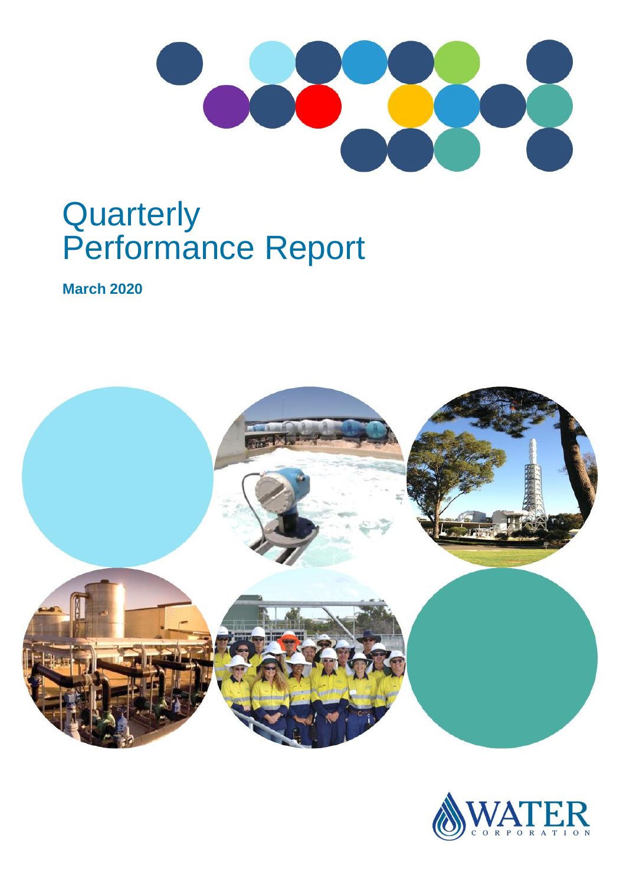# Quarterly Performance Report

**March 2020**

WATER CORPORATION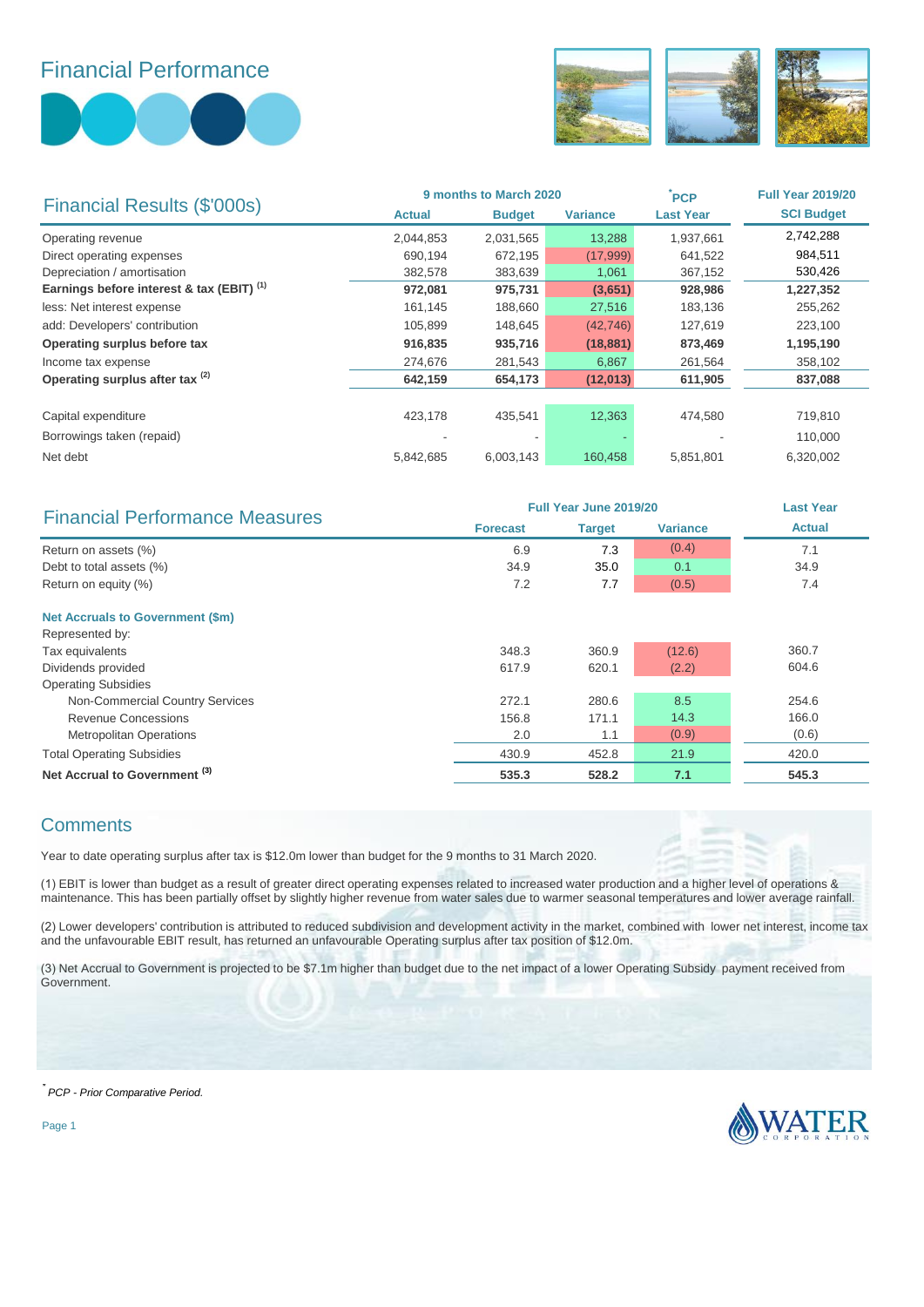# Financial Performance

| Financial Results ($'000s) | 9 months to March 2020 | | | *PCP | Full Year 2019/20 |
|---|---|---|---|---|---|
| | Actual | Budget | Variance | Last Year | SCI Budget |
| Operating revenue | 2,044,853 | 2,031,565 | 13,288 | 1,937,661 | 2,742,288 |
| Direct operating expenses | 690,194 | 672,195 | (17,999) | 641,522 | 984,511 |
| Depreciation / amortisation | 382,578 | 383,639 | 1,061 | 367,152 | 530,426 |
| **Earnings before interest & tax (EBIT) (1)** | **972,081** | **975,731** | **(3,651)** | **928,986** | **1,227,352** |
| less: Net interest expense | 161,145 | 188,660 | 27,516 | 183,136 | 255,262 |
| add: Developers' contribution | 105,899 | 148,645 | (42,746) | 127,619 | 223,100 |
| **Operating surplus before tax** | **916,835** | **935,716** | **(18,881)** | **873,469** | **1,195,190** |
| Income tax expense | 274,676 | 281,543 | 6,867 | 261,564 | 358,102 |
| **Operating surplus after tax (2)** | **642,159** | **654,173** | **(12,013)** | **611,905** | **837,088** |
| | | | | | |
| Capital expenditure | 423,178 | 435,541 | 12,363 | 474,580 | 719,810 |
| Borrowings taken (repaid) | - | - | - | - | 110,000 |
| Net debt | 5,842,685 | 6,003,143 | 160,458 | 5,851,801 | 6,320,002 |

| Financial Performance Measures | Full Year June 2019/20 | | | Last Year |
|---|---|---|---|---|
| | Forecast | Target | Variance | Actual |
| Return on assets (%) | 6.9 | 7.3 | (0.4) | 7.1 |
| Debt to total assets (%) | 34.9 | 35.0 | 0.1 | 34.9 |
| Return on equity (%) | 7.2 | 7.7 | (0.5) | 7.4 |
| | | | | |
| **Net Accruals to Government ($m)** | | | | |
| Represented by: | | | | |
| Tax equivalents | 348.3 | 360.9 | (12.6) | 360.7 |
| Dividends provided | 617.9 | 620.1 | (2.2) | 604.6 |
| Operating Subsidies | | | | |
| Non-Commercial Country Services | 272.1 | 280.6 | 8.5 | 254.6 |
| Revenue Concessions | 156.8 | 171.1 | 14.3 | 166.0 |
| Metropolitan Operations | 2.0 | 1.1 | (0.9) | (0.6) |
| Total Operating Subsidies | 430.9 | 452.8 | 21.9 | 420.0 |
| **Net Accrual to Government (3)** | **535.3** | **528.2** | **7.1** | **545.3** |

## Comments

Year to date operating surplus after tax is $12.0m lower than budget for the 9 months to 31 March 2020.

(1) EBIT is lower than budget as a result of greater direct operating expenses related to increased water production and a higher level of operations & maintenance. This has been partially offset by slightly higher revenue from water sales due to warmer seasonal temperatures and lower average rainfall.

(2) Lower developers' contribution is attributed to reduced subdivision and development activity in the market, combined with lower net interest, income tax and the unfavourable EBIT result, has returned an unfavourable Operating surplus after tax position of $12.0m.

(3) Net Accrual to Government is projected to be $7.1m higher than budget due to the net impact of a lower Operating Subsidy payment received from Government.

*\* PCP - Prior Comparative Period.*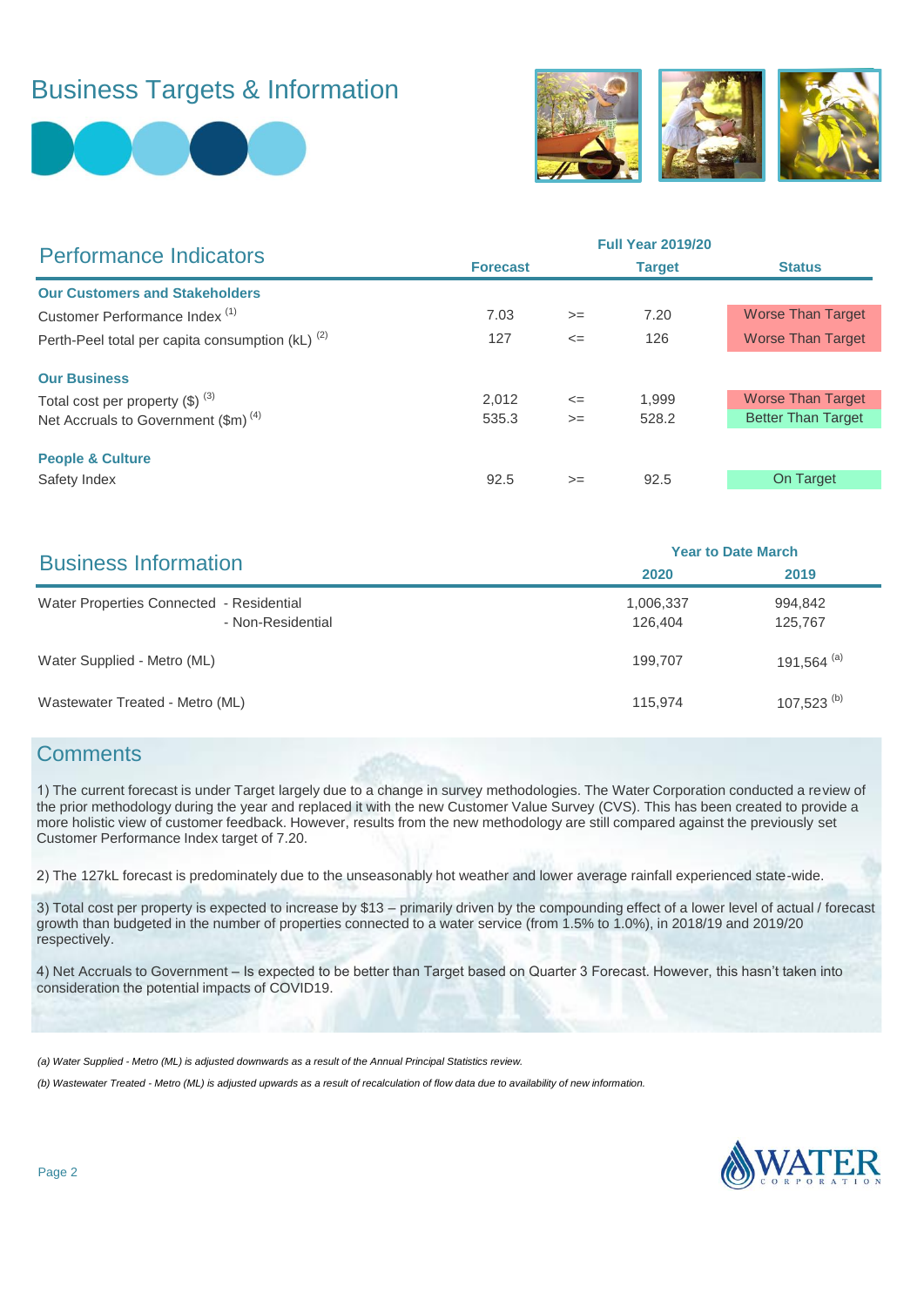# Business Targets & Information

## Performance Indicators

| Performance Indicators | Forecast (Full Year 2019/20) | | Target (Full Year 2019/20) | Status |
|---|---|---|---|---|
| **Our Customers and Stakeholders** | | | | |
| Customer Performance Index [1] | 7.03 | >= | 7.20 | Worse Than Target |
| Perth-Peel total per capita consumption (kL) [2] | 127 | <= | 126 | Worse Than Target |
| **Our Business** | | | | |
| Total cost per property ($) [3] | 2,012 | <= | 1,999 | Worse Than Target |
| Net Accruals to Government ($m) [4] | 535.3 | >= | 528.2 | Better Than Target |
| **People & Culture** | | | | |
| Safety Index | 92.5 | >= | 92.5 | On Target |

## Business Information

| Business Information | Year to Date March 2020 | Year to Date March 2019 |
|---|---|---|
| Water Properties Connected - Residential | 1,006,337 | 994,842 |
| Water Properties Connected - Non-Residential | 126,404 | 125,767 |
| Water Supplied - Metro (ML) | 199,707 | 191,564 [a] |
| Wastewater Treated - Metro (ML) | 115,974 | 107,523 [b] |

## Comments

1) The current forecast is under Target largely due to a change in survey methodologies. The Water Corporation conducted a review of the prior methodology during the year and replaced it with the new Customer Value Survey (CVS). This has been created to provide a more holistic view of customer feedback. However, results from the new methodology are still compared against the previously set Customer Performance Index target of 7.20.

2) The 127kL forecast is predominately due to the unseasonably hot weather and lower average rainfall experienced state-wide.

3) Total cost per property is expected to increase by $13 – primarily driven by the compounding effect of a lower level of actual / forecast growth than budgeted in the number of properties connected to a water service (from 1.5% to 1.0%), in 2018/19 and 2019/20 respectively.

4) Net Accruals to Government – Is expected to be better than Target based on Quarter 3 Forecast. However, this hasn't taken into consideration the potential impacts of COVID19.

*(a) Water Supplied - Metro (ML) is adjusted downwards as a result of the Annual Principal Statistics review.*

*(b) Wastewater Treated - Metro (ML) is adjusted upwards as a result of recalculation of flow data due to availability of new information.*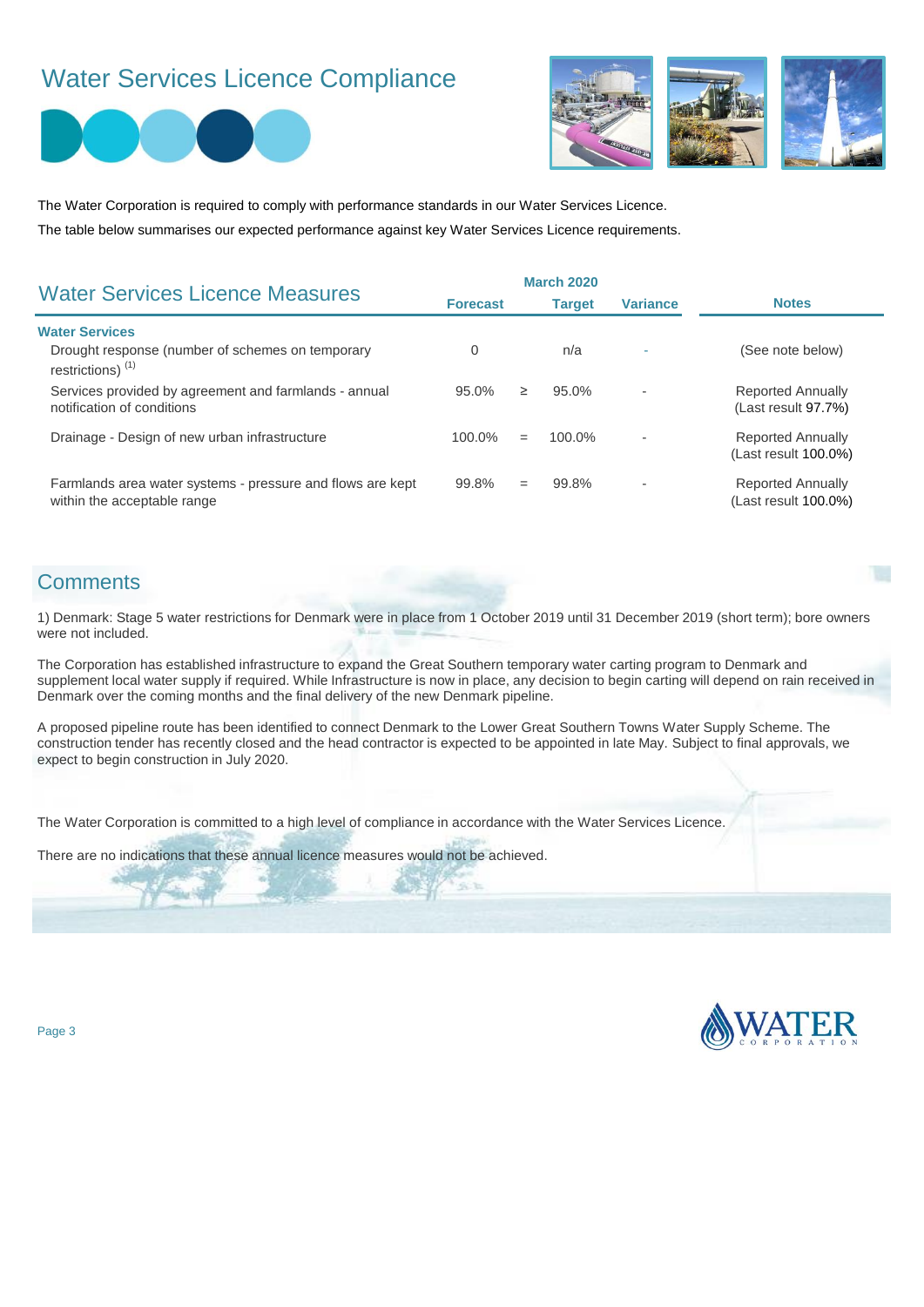# Water Services Licence Compliance

The Water Corporation is required to comply with performance standards in our Water Services Licence.

The table below summarises our expected performance against key Water Services Licence requirements.

| Water Services Licence Measures | March 2020 | | | | Notes |
|---|---|---|---|---|---|
| | Forecast | | Target | Variance | |
| **Water Services** | | | | | |
| Drought response (number of schemes on temporary restrictions) [1] | 0 | | n/a | - | (See note below) |
| Services provided by agreement and farmlands - annual notification of conditions | 95.0% | ≥ | 95.0% | - | Reported Annually (Last result 97.7%) |
| Drainage - Design of new urban infrastructure | 100.0% | = | 100.0% | - | Reported Annually (Last result 100.0%) |
| Farmlands area water systems - pressure and flows are kept within the acceptable range | 99.8% | = | 99.8% | - | Reported Annually (Last result 100.0%) |

## Comments

1) Denmark: Stage 5 water restrictions for Denmark were in place from 1 October 2019 until 31 December 2019 (short term); bore owners were not included.

The Corporation has established infrastructure to expand the Great Southern temporary water carting program to Denmark and supplement local water supply if required. While Infrastructure is now in place, any decision to begin carting will depend on rain received in Denmark over the coming months and the final delivery of the new Denmark pipeline.

A proposed pipeline route has been identified to connect Denmark to the Lower Great Southern Towns Water Supply Scheme. The construction tender has recently closed and the head contractor is expected to be appointed in late May. Subject to final approvals, we expect to begin construction in July 2020.

The Water Corporation is committed to a high level of compliance in accordance with the Water Services Licence.

There are no indications that these annual licence measures would not be achieved.